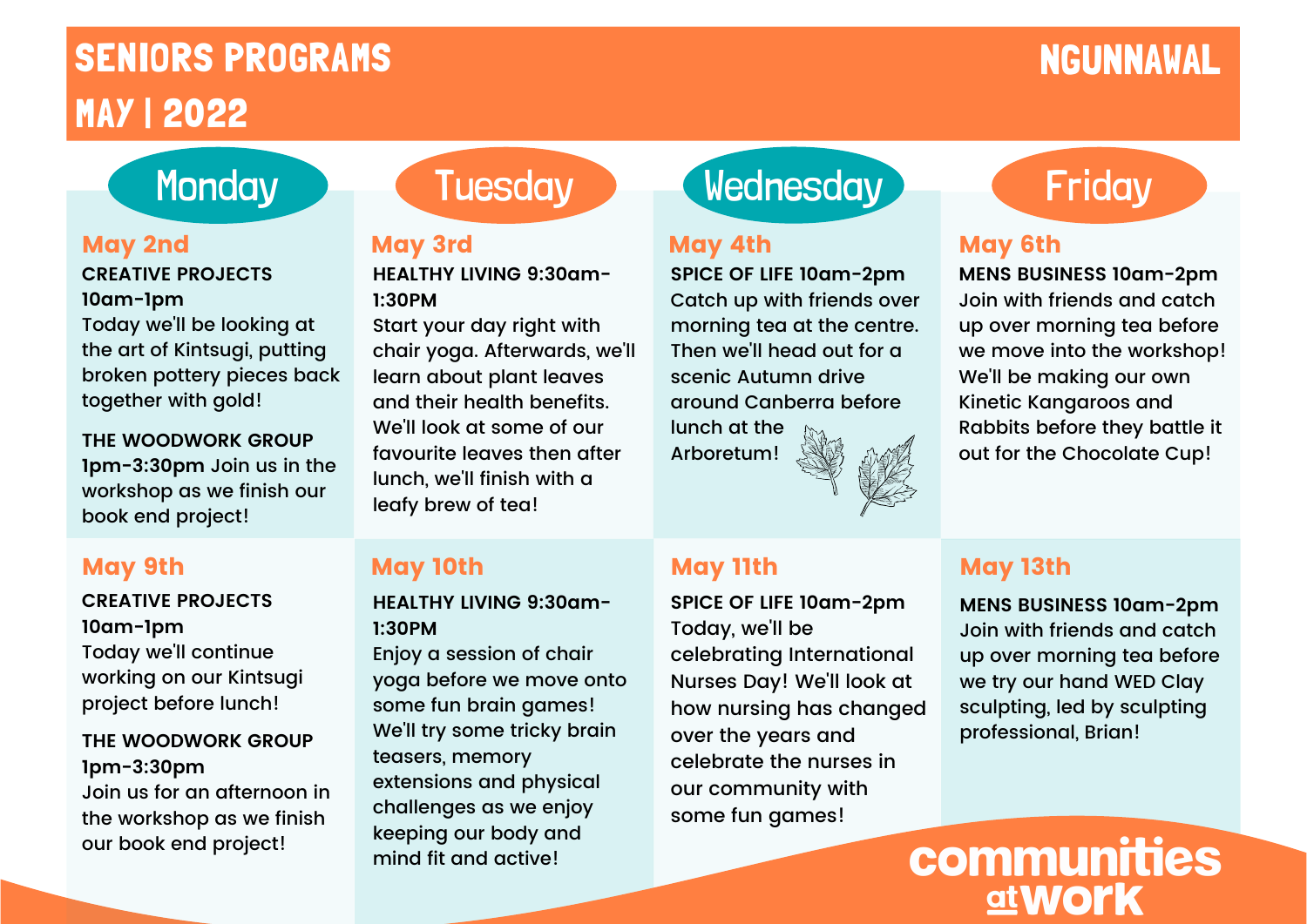# SENIORS PROGRAMS

## MAY | 2022

## NGUNNAWAL

## Monday

### May 2nd

**CREATIVE PROJECTS 10am-1pm**
Today we'll be looking at the art of Kintsugi, putting broken pottery pieces back together with gold!

**THE WOODWORK GROUP 1pm-3:30pm** Join us in the workshop as we finish our book end project!

### May 9th

**CREATIVE PROJECTS 10am-1pm**
Today we'll continue working on our Kintsugi project before lunch!

**THE WOODWORK GROUP 1pm-3:30pm**
Join us for an afternoon in the workshop as we finish our book end project!

## Tuesday

### May 3rd

**HEALTHY LIVING 9:30am-1:30PM**
Start your day right with chair yoga. Afterwards, we'll learn about plant leaves and their health benefits. We'll look at some of our favourite leaves then after lunch, we'll finish with a leafy brew of tea!

### May 10th

**HEALTHY LIVING 9:30am-1:30PM**
Enjoy a session of chair yoga before we move onto some fun brain games! We'll try some tricky brain teasers, memory extensions and physical challenges as we enjoy keeping our body and mind fit and active!

## Wednesday

### May 4th

**SPICE OF LIFE 10am-2pm**
Catch up with friends over morning tea at the centre. Then we'll head out for a scenic Autumn drive around Canberra before lunch at the Arboretum!

### May 11th

**SPICE OF LIFE 10am-2pm**
Today, we'll be celebrating International Nurses Day! We'll look at how nursing has changed over the years and celebrate the nurses in our community with some fun games!

## Friday

### May 6th

**MENS BUSINESS 10am-2pm**
Join with friends and catch up over morning tea before we move into the workshop! We'll be making our own Kinetic Kangaroos and Rabbits before they battle it out for the Chocolate Cup!

### May 13th

**MENS BUSINESS 10am-2pm**
Join with friends and catch up over morning tea before we try our hand WED Clay sculpting, led by sculpting professional, Brian!

communities at work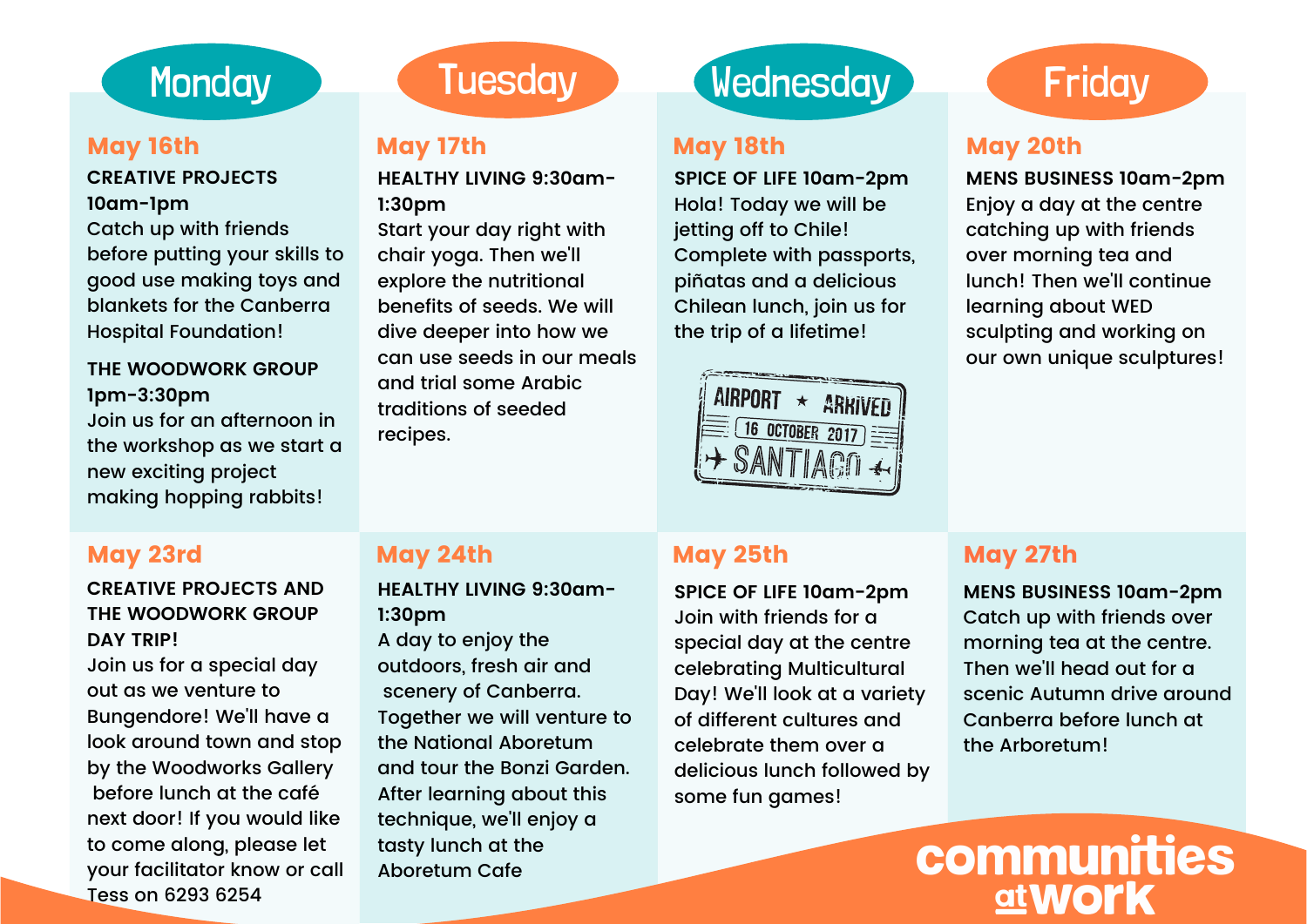## Monday

### May 16th

**CREATIVE PROJECTS 10am-1pm**

Catch up with friends before putting your skills to good use making toys and blankets for the Canberra Hospital Foundation!

**THE WOODWORK GROUP 1pm-3:30pm**

Join us for an afternoon in the workshop as we start a new exciting project making hopping rabbits!

### May 23rd

**CREATIVE PROJECTS AND THE WOODWORK GROUP DAY TRIP!**

Join us for a special day out as we venture to Bungendore! We'll have a look around town and stop by the Woodworks Gallery before lunch at the café next door! If you would like to come along, please let your facilitator know or call Tess on 6293 6254

## Tuesday

### May 17th

**HEALTHY LIVING 9:30am-1:30pm**

Start your day right with chair yoga. Then we'll explore the nutritional benefits of seeds. We will dive deeper into how we can use seeds in our meals and trial some Arabic traditions of seeded recipes.

### May 24th

**HEALTHY LIVING 9:30am-1:30pm**

A day to enjoy the outdoors, fresh air and scenery of Canberra. Together we will venture to the National Aboretum and tour the Bonzi Garden. After learning about this technique, we'll enjoy a tasty lunch at the Aboretum Cafe

## Wednesday

### May 18th

**SPICE OF LIFE 10am-2pm**

Hola! Today we will be jetting off to Chile! Complete with passports, piñatas and a delicious Chilean lunch, join us for the trip of a lifetime!

AIRPORT ★ ARRIVED
16 OCTOBER 2017
SANTIAGO

### May 25th

**SPICE OF LIFE 10am-2pm**

Join with friends for a special day at the centre celebrating Multicultural Day! We'll look at a variety of different cultures and celebrate them over a delicious lunch followed by some fun games!

## Friday

### May 20th

**MENS BUSINESS 10am-2pm**

Enjoy a day at the centre catching up with friends over morning tea and lunch! Then we'll continue learning about WED sculpting and working on our own unique sculptures!

### May 27th

**MENS BUSINESS 10am-2pm**

Catch up with friends over morning tea at the centre. Then we'll head out for a scenic Autumn drive around Canberra before lunch at the Arboretum!

communities at work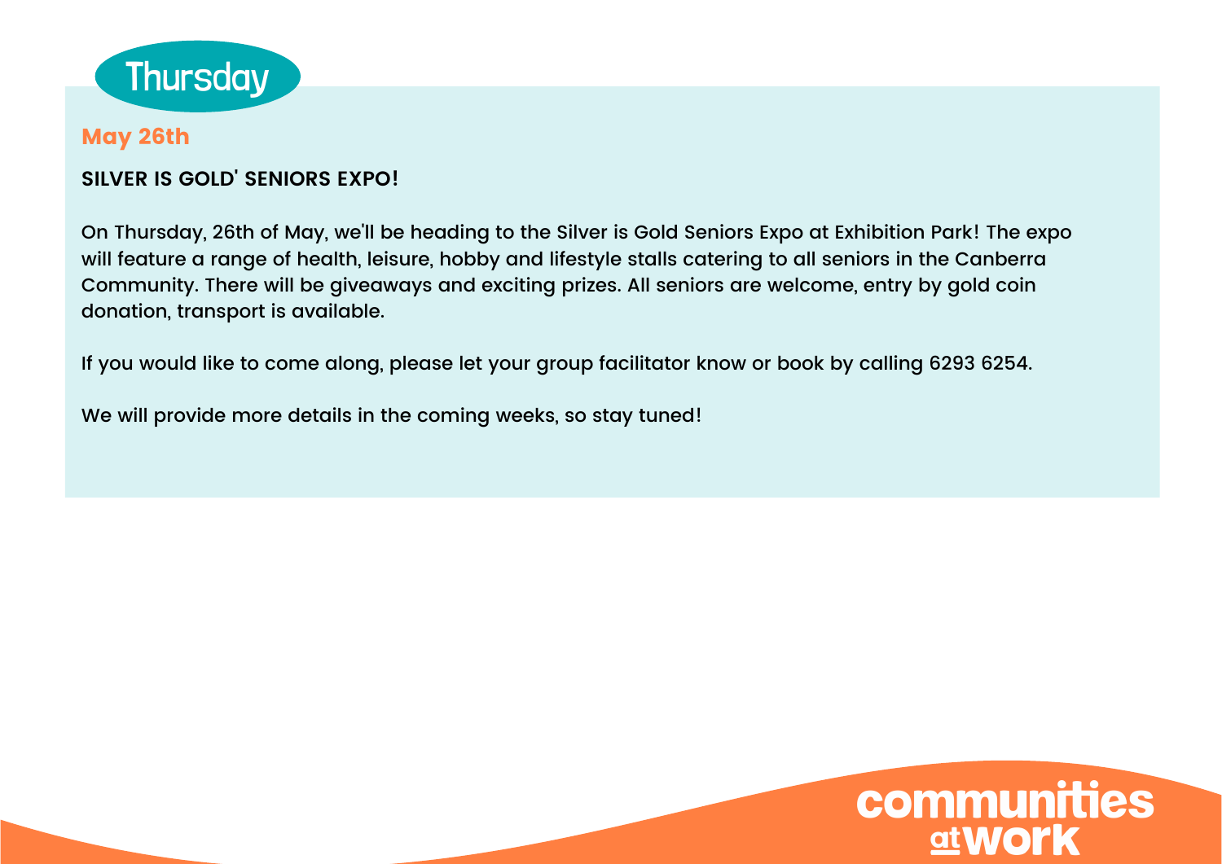## Thursday

**May 26th**

**SILVER IS GOLD' SENIORS EXPO!**

On Thursday, 26th of May, we'll be heading to the Silver is Gold Seniors Expo at Exhibition Park! The expo will feature a range of health, leisure, hobby and lifestyle stalls catering to all seniors in the Canberra Community. There will be giveaways and exciting prizes. All seniors are welcome, entry by gold coin donation, transport is available.

If you would like to come along, please let your group facilitator know or book by calling 6293 6254.

We will provide more details in the coming weeks, so stay tuned!